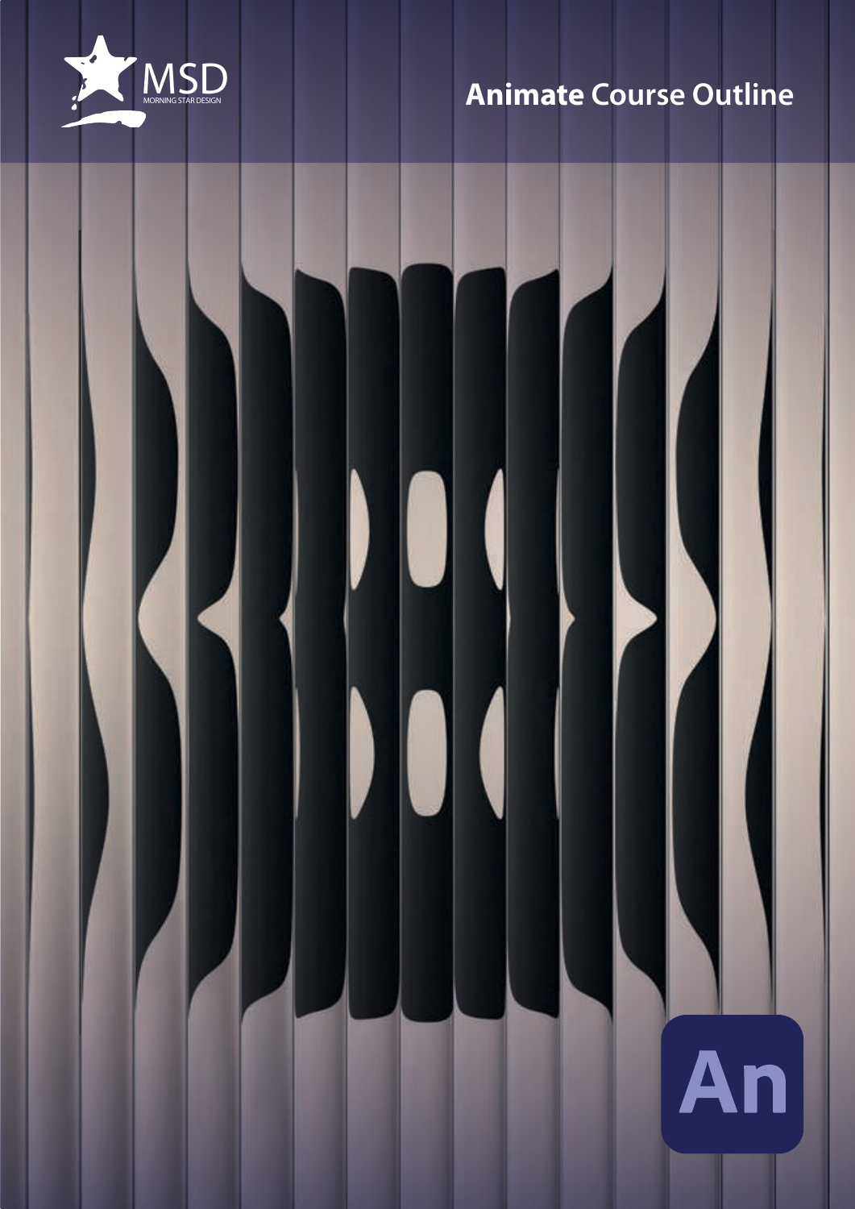MSD

MORNING STAR DESIGN

# **Animate** Course Outline

An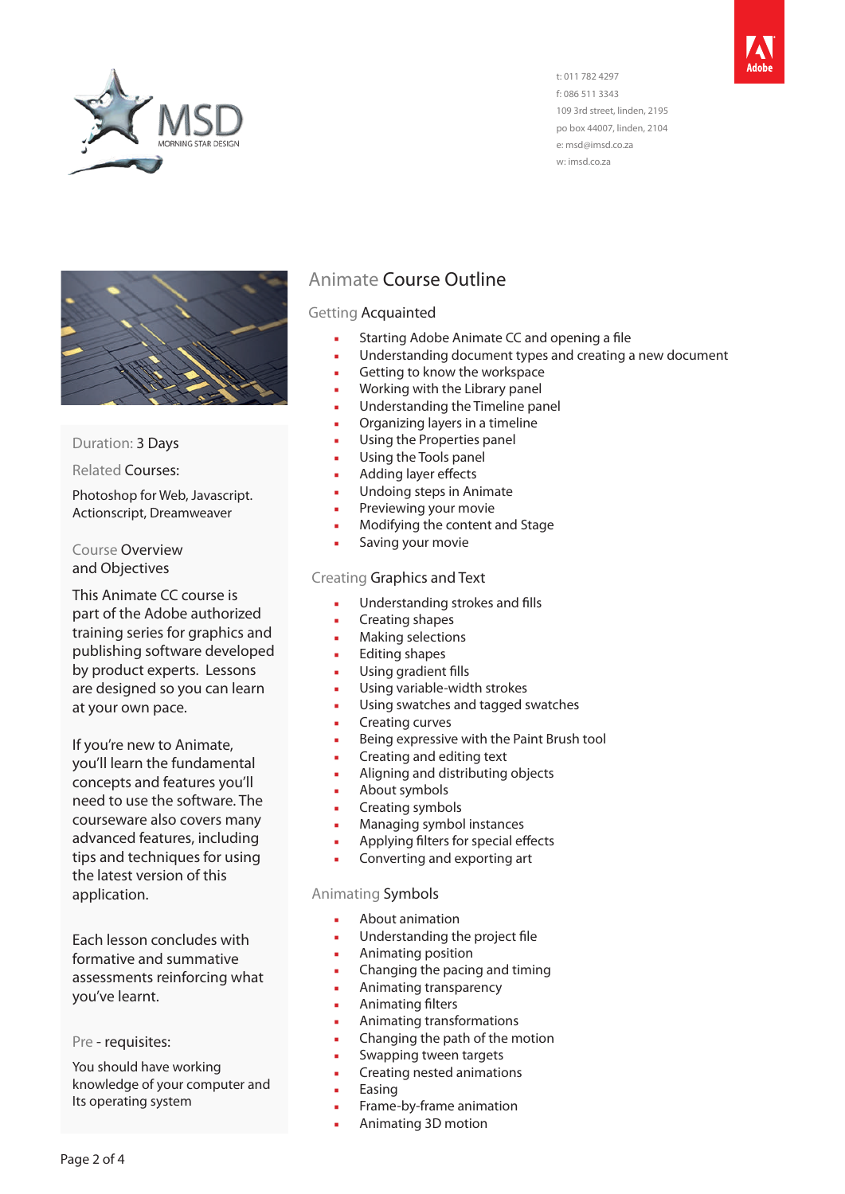MSD
MORNING STAR DESIGN

t: 011 782 4297
f: 086 511 3343
109 3rd street, linden, 2195
po box 44007, linden, 2104
e: msd@imsd.co.za
w: imsd.co.za

Adobe

# Animate Course Outline

## Getting Acquainted

- Starting Adobe Animate CC and opening a file
- Understanding document types and creating a new document
- Getting to know the workspace
- Working with the Library panel
- Understanding the Timeline panel
- Organizing layers in a timeline
- Using the Properties panel
- Using the Tools panel
- Adding layer effects
- Undoing steps in Animate
- Previewing your movie
- Modifying the content and Stage
- Saving your movie

## Creating Graphics and Text

- Understanding strokes and fills
- Creating shapes
- Making selections
- Editing shapes
- Using gradient fills
- Using variable-width strokes
- Using swatches and tagged swatches
- Creating curves
- Being expressive with the Paint Brush tool
- Creating and editing text
- Aligning and distributing objects
- About symbols
- Creating symbols
- Managing symbol instances
- Applying filters for special effects
- Converting and exporting art

## Animating Symbols

- About animation
- Understanding the project file
- Animating position
- Changing the pacing and timing
- Animating transparency
- Animating filters
- Animating transformations
- Changing the path of the motion
- Swapping tween targets
- Creating nested animations
- Easing
- Frame-by-frame animation
- Animating 3D motion

---

Duration: 3 Days

Related Courses:

Photoshop for Web, Javascript. Actionscript, Dreamweaver

## Course Overview and Objectives

This Animate CC course is part of the Adobe authorized training series for graphics and publishing software developed by product experts. Lessons are designed so you can learn at your own pace.

If you're new to Animate, you'll learn the fundamental concepts and features you'll need to use the software. The courseware also covers many advanced features, including tips and techniques for using the latest version of this application.

Each lesson concludes with formative and summative assessments reinforcing what you've learnt.

## Pre - requisites:

You should have working knowledge of your computer and Its operating system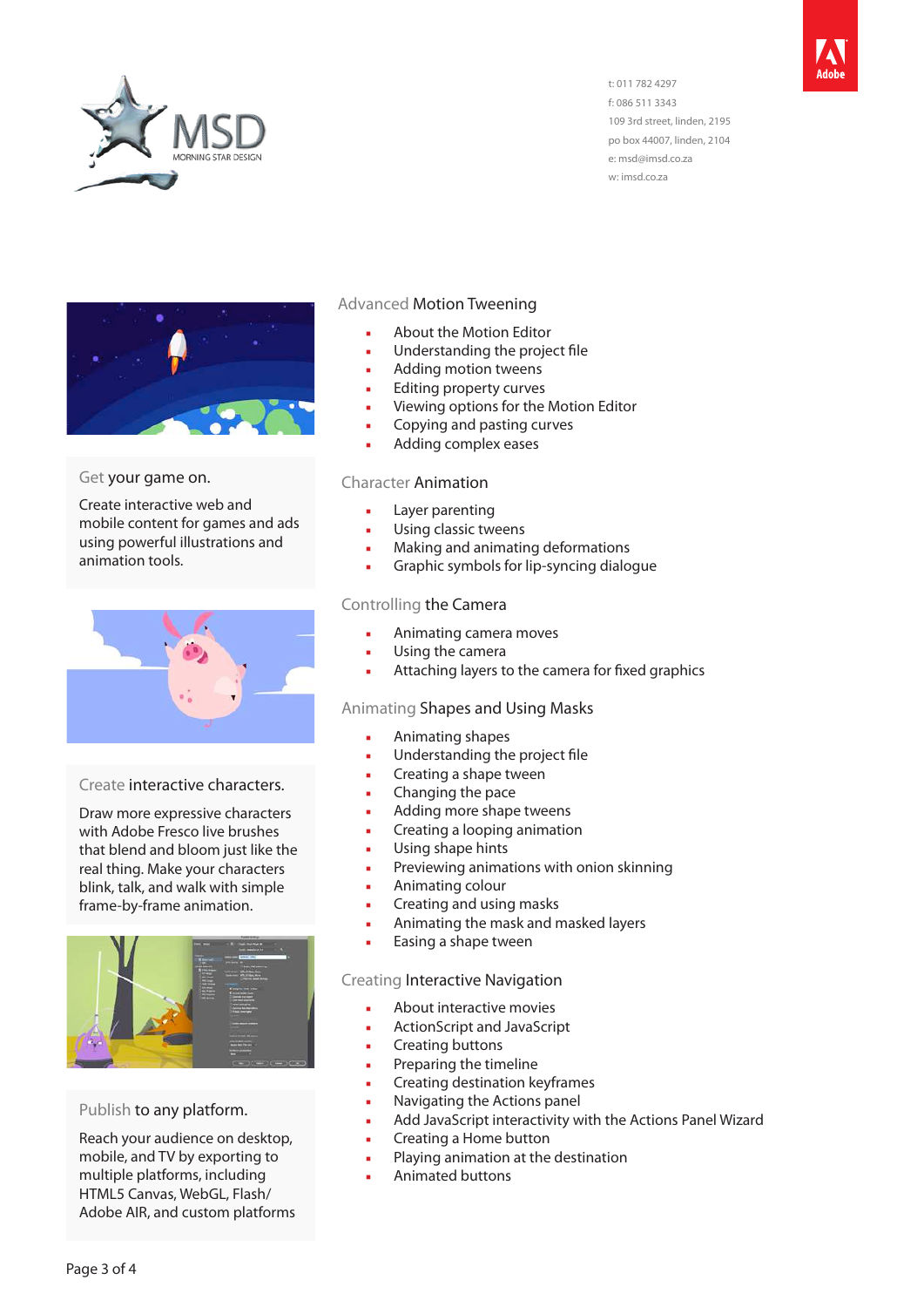MSD MORNING STAR DESIGN

t: 011 782 4297
f: 086 511 3343
109 3rd street, linden, 2195
po box 44007, linden, 2104
e: msd@imsd.co.za
w: imsd.co.za

Adobe

## Get your game on.

Create interactive web and mobile content for games and ads using powerful illustrations and animation tools.

## Create interactive characters.

Draw more expressive characters with Adobe Fresco live brushes that blend and bloom just like the real thing. Make your characters blink, talk, and walk with simple frame-by-frame animation.

## Publish to any platform.

Reach your audience on desktop, mobile, and TV by exporting to multiple platforms, including HTML5 Canvas, WebGL, Flash/ Adobe AIR, and custom platforms

## Advanced Motion Tweening

- About the Motion Editor
- Understanding the project file
- Adding motion tweens
- Editing property curves
- Viewing options for the Motion Editor
- Copying and pasting curves
- Adding complex eases

## Character Animation

- Layer parenting
- Using classic tweens
- Making and animating deformations
- Graphic symbols for lip-syncing dialogue

## Controlling the Camera

- Animating camera moves
- Using the camera
- Attaching layers to the camera for fixed graphics

## Animating Shapes and Using Masks

- Animating shapes
- Understanding the project file
- Creating a shape tween
- Changing the pace
- Adding more shape tweens
- Creating a looping animation
- Using shape hints
- Previewing animations with onion skinning
- Animating colour
- Creating and using masks
- Animating the mask and masked layers
- Easing a shape tween

## Creating Interactive Navigation

- About interactive movies
- ActionScript and JavaScript
- Creating buttons
- Preparing the timeline
- Creating destination keyframes
- Navigating the Actions panel
- Add JavaScript interactivity with the Actions Panel Wizard
- Creating a Home button
- Playing animation at the destination
- Animated buttons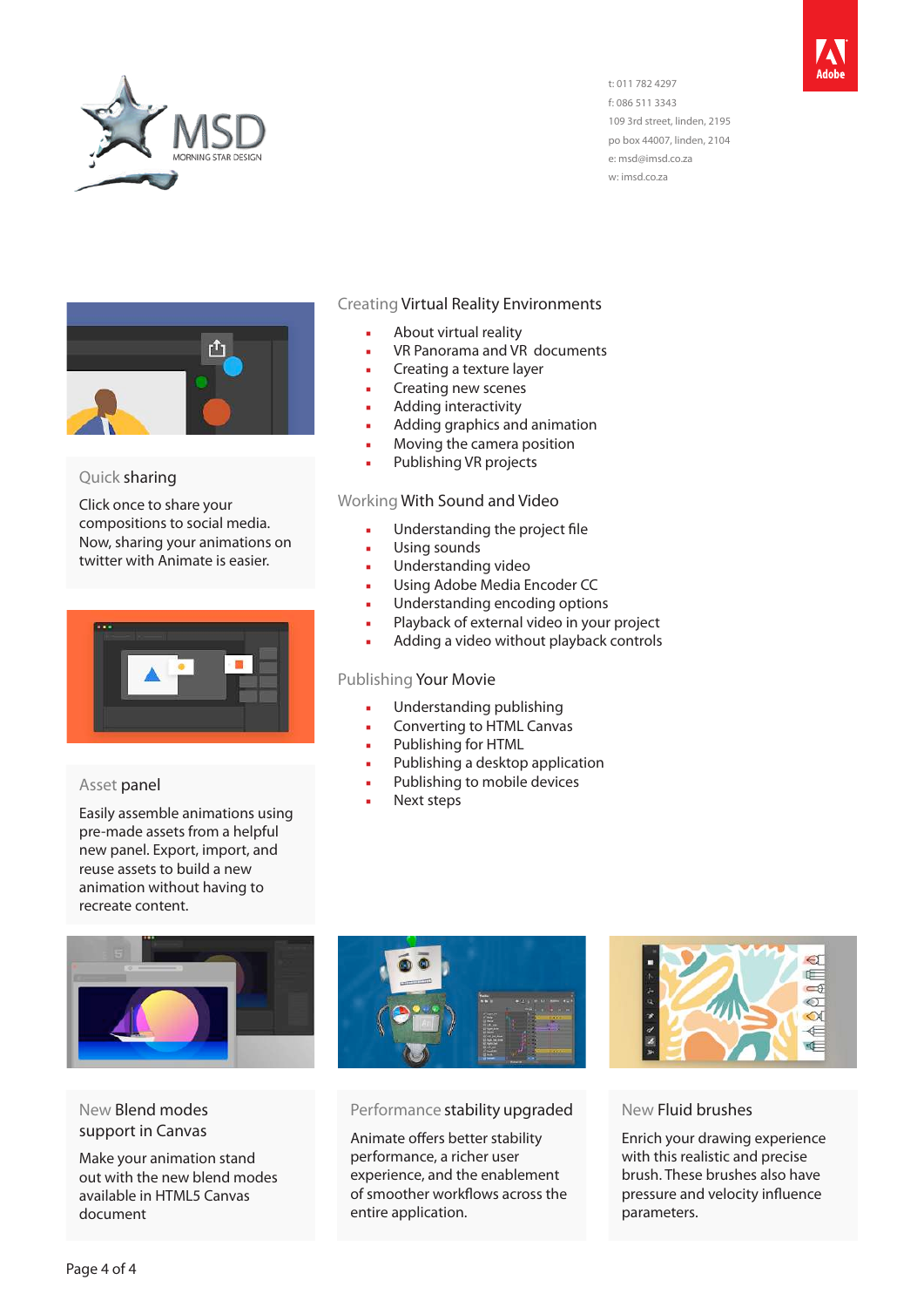MSD
MORNING STAR DESIGN

t: 011 782 4297
f: 086 511 3343
109 3rd street, linden, 2195
po box 44007, linden, 2104
e: msd@imsd.co.za
w: imsd.co.za

Adobe

## Creating Virtual Reality Environments

- About virtual reality
- VR Panorama and VR documents
- Creating a texture layer
- Creating new scenes
- Adding interactivity
- Adding graphics and animation
- Moving the camera position
- Publishing VR projects

## Working With Sound and Video

- Understanding the project file
- Using sounds
- Understanding video
- Using Adobe Media Encoder CC
- Understanding encoding options
- Playback of external video in your project
- Adding a video without playback controls

## Publishing Your Movie

- Understanding publishing
- Converting to HTML Canvas
- Publishing for HTML
- Publishing a desktop application
- Publishing to mobile devices
- Next steps

### Quick sharing

Click once to share your compositions to social media. Now, sharing your animations on twitter with Animate is easier.

### Asset panel

Easily assemble animations using pre-made assets from a helpful new panel. Export, import, and reuse assets to build a new animation without having to recreate content.

### New Blend modes support in Canvas

Make your animation stand out with the new blend modes available in HTML5 Canvas document

### Performance stability upgraded

Animate offers better stability performance, a richer user experience, and the enablement of smoother workflows across the entire application.

### New Fluid brushes

Enrich your drawing experience with this realistic and precise brush. These brushes also have pressure and velocity influence parameters.